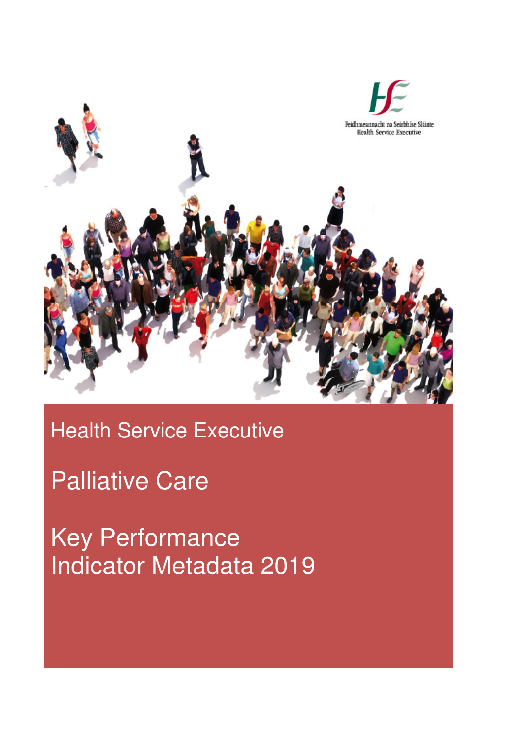Feidhmeannacht na Seirbhíse Sláinte
Health Service Executive

# Health Service Executive

# Palliative Care

# Key Performance Indicator Metadata 2019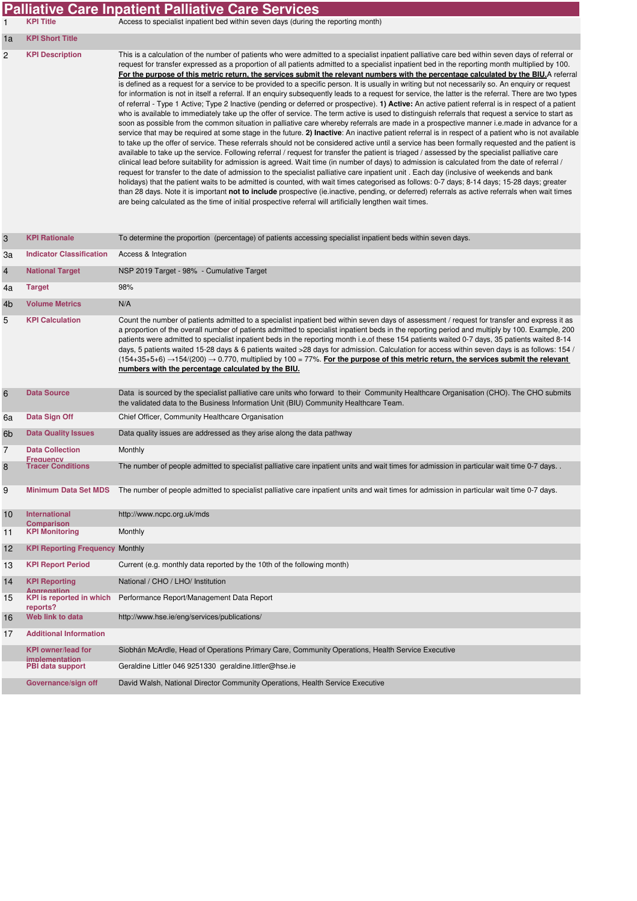# Palliative Care Inpatient Palliative Care Services

| | | |
|---|---|---|
| 1 | **KPI Title** | Access to specialist inpatient bed within seven days (during the reporting month) |
| 1a | **KPI Short Title** | |
| 2 | **KPI Description** | This is a calculation of the number of patients who were admitted to a specialist inpatient palliative care bed within seven days of referral or request for transfer expressed as a proportion of all patients admitted to a specialist inpatient bed in the reporting month multiplied by 100. **For the purpose of this metric return, the services submit the relevant numbers with the percentage calculated by the BIU.** A referral is defined as a request for a service to be provided to a specific person. It is usually in writing but not necessarily so. An enquiry or request for information is not in itself a referral. If an enquiry subsequently leads to a request for service, the latter is the referral. There are two types of referral - Type 1 Active; Type 2 Inactive (pending or deferred or prospective). **1) Active:** An active patient referral is in respect of a patient who is available to immediately take up the offer of service. The term active is used to distinguish referrals that request a service to start as soon as possible from the common situation in palliative care whereby referrals are made in a prospective manner i.e.made in advance for a service that may be required at some stage in the future. **2) Inactive**: An inactive patient referral is in respect of a patient who is not available to take up the offer of service. These referrals should not be considered active until a service has been formally requested and the patient is available to take up the service. Following referral / request for transfer the patient is triaged / assessed by the specialist palliative care clinical lead before suitability for admission is agreed. Wait time (in number of days) to admission is calculated from the date of referral / request for transfer to the date of admission to the specialist palliative care inpatient unit . Each day (inclusive of weekends and bank holidays) that the patient waits to be admitted is counted, with wait times categorised as follows: 0-7 days; 8-14 days; 15-28 days; greater than 28 days. Note it is important **not to include** prospective (ie.inactive, pending, or deferred) referrals as active referrals when wait times are being calculated as the time of initial prospective referral will artificially lengthen wait times. |
| 3 | **KPI Rationale** | To determine the proportion (percentage) of patients accessing specialist inpatient beds within seven days. |
| 3a | **Indicator Classification** | Access & Integration |
| 4 | **National Target** | NSP 2019 Target - 98% - Cumulative Target |
| 4a | **Target** | 98% |
| 4b | **Volume Metrics** | N/A |
| 5 | **KPI Calculation** | Count the number of patients admitted to a specialist inpatient bed within seven days of assessment / request for transfer and express it as a proportion of the overall number of patients admitted to specialist inpatient beds in the reporting period and multiply by 100. Example, 200 patients were admitted to specialist inpatient beds in the reporting month i.e.of these 154 patients waited 0-7 days, 35 patients waited 8-14 days, 5 patients waited 15-28 days & 6 patients waited >28 days for admission. Calculation for access within seven days is as follows: 154 / (154+35+5+6) →154/(200) → 0.770, multiplied by 100 = 77%. **For the purpose of this metric return, the services submit the relevant numbers with the percentage calculated by the BIU.** |
| 6 | **Data Source** | Data is sourced by the specialist palliative care units who forward to their Community Healthcare Organisation (CHO). The CHO submits the validated data to the Business Information Unit (BIU) Community Healthcare Team. |
| 6a | **Data Sign Off** | Chief Officer, Community Healthcare Organisation |
| 6b | **Data Quality Issues** | Data quality issues are addressed as they arise along the data pathway |
| 7 | **Data Collection Frequency** | Monthly |
| 8 | **Tracer Conditions** | The number of people admitted to specialist palliative care inpatient units and wait times for admission in particular wait time 0-7 days. . |
| 9 | **Minimum Data Set MDS** | The number of people admitted to specialist palliative care inpatient units and wait times for admission in particular wait time 0-7 days. |
| 10 | **International Comparison** | http://www.ncpc.org.uk/mds |
| 11 | **KPI Monitoring** | Monthly |
| 12 | **KPI Reporting Frequency** | Monthly |
| 13 | **KPI Report Period** | Current (e.g. monthly data reported by the 10th of the following month) |
| 14 | **KPI Reporting Aggregation** | National / CHO / LHO/ Institution |
| 15 | **KPI is reported in which reports?** | Performance Report/Management Data Report |
| 16 | **Web link to data** | http://www.hse.ie/eng/services/publications/ |
| 17 | **Additional Information** | |
| | **KPI owner/lead for implementation** | Siobhán McArdle, Head of Operations Primary Care, Community Operations, Health Service Executive |
| | **PBI data support** | Geraldine Littler 046 9251330 geraldine.littler@hse.ie |
| | **Governance/sign off** | David Walsh, National Director Community Operations, Health Service Executive |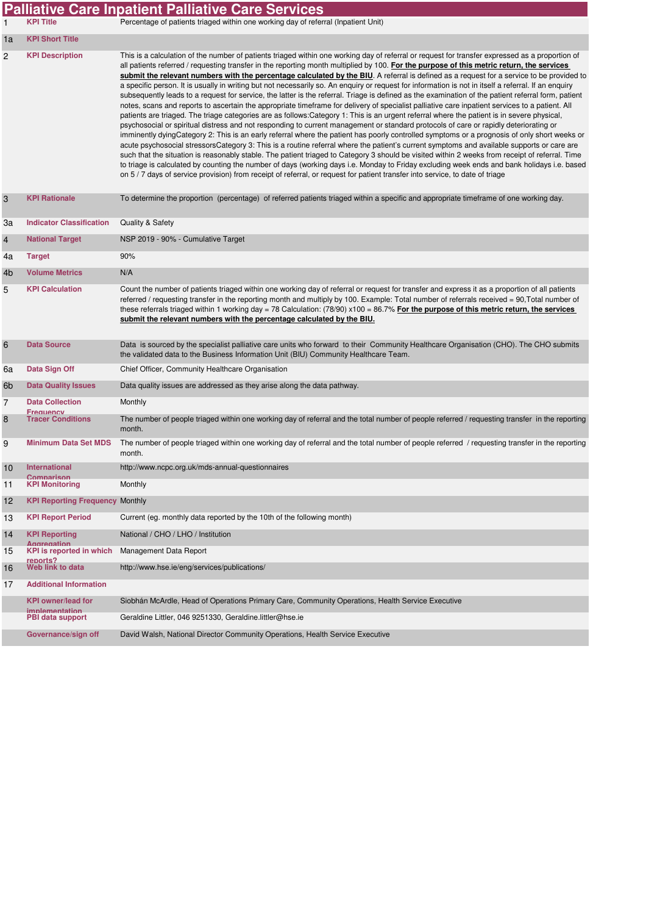# Palliative Care Inpatient Palliative Care Services

| | | |
|---|---|---|
| 1 | **KPI Title** | Percentage of patients triaged within one working day of referral (Inpatient Unit) |
| 1a | **KPI Short Title** | |
| 2 | **KPI Description** | This is a calculation of the number of patients triaged within one working day of referral or request for transfer expressed as a proportion of all patients referred / requesting transfer in the reporting month multiplied by 100. **For the purpose of this metric return, the services submit the relevant numbers with the percentage calculated by the BIU**. A referral is defined as a request for a service to be provided to a specific person. It is usually in writing but not necessarily so. An enquiry or request for information is not in itself a referral. If an enquiry subsequently leads to a request for service, the latter is the referral. Triage is defined as the examination of the patient referral form, patient notes, scans and reports to ascertain the appropriate timeframe for delivery of specialist palliative care inpatient services to a patient. All patients are triaged. The triage categories are as follows:Category 1: This is an urgent referral where the patient is in severe physical, psychosocial or spiritual distress and not responding to current management or standard protocols of care or rapidly deteriorating or imminently dyingCategory 2: This is an early referral where the patient has poorly controlled symptoms or a prognosis of only short weeks or acute psychosocial stressorsCategory 3: This is a routine referral where the patient's current symptoms and available supports or care are such that the situation is reasonably stable. The patient triaged to Category 3 should be visited within 2 weeks from receipt of referral. Time to triage is calculated by counting the number of days (working days i.e. Monday to Friday excluding week ends and bank holidays i.e. based on 5 / 7 days of service provision) from receipt of referral, or request for patient transfer into service, to date of triage |
| 3 | **KPI Rationale** | To determine the proportion (percentage) of referred patients triaged within a specific and appropriate timeframe of one working day. |
| 3a | **Indicator Classification** | Quality & Safety |
| 4 | **National Target** | NSP 2019 - 90% - Cumulative Target |
| 4a | **Target** | 90% |
| 4b | **Volume Metrics** | N/A |
| 5 | **KPI Calculation** | Count the number of patients triaged within one working day of referral or request for transfer and express it as a proportion of all patients referred / requesting transfer in the reporting month and multiply by 100. Example: Total number of referrals received = 90,Total number of these referrals triaged within 1 working day = 78 Calculation: (78/90) x100 = 86.7% **For the purpose of this metric return, the services submit the relevant numbers with the percentage calculated by the BIU.** |
| 6 | **Data Source** | Data is sourced by the specialist palliative care units who forward to their Community Healthcare Organisation (CHO). The CHO submits the validated data to the Business Information Unit (BIU) Community Healthcare Team. |
| 6a | **Data Sign Off** | Chief Officer, Community Healthcare Organisation |
| 6b | **Data Quality Issues** | Data quality issues are addressed as they arise along the data pathway. |
| 7 | **Data Collection Frequency** | Monthly |
| 8 | **Tracer Conditions** | The number of people triaged within one working day of referral and the total number of people referred / requesting transfer in the reporting month. |
| 9 | **Minimum Data Set MDS** | The number of people triaged within one working day of referral and the total number of people referred / requesting transfer in the reporting month. |
| 10 | **International Comparison** | http://www.ncpc.org.uk/mds-annual-questionnaires |
| 11 | **KPI Monitoring** | Monthly |
| 12 | **KPI Reporting Frequency** | Monthly |
| 13 | **KPI Report Period** | Current (eg. monthly data reported by the 10th of the following month) |
| 14 | **KPI Reporting Aggregation** | National / CHO / LHO / Institution |
| 15 | **KPI is reported in which reports?** | Management Data Report |
| 16 | **Web link to data** | http://www.hse.ie/eng/services/publications/ |
| 17 | **Additional Information** | |
| | **KPI owner/lead for implementation** | Siobhán McArdle, Head of Operations Primary Care, Community Operations, Health Service Executive |
| | **PBI data support** | Geraldine Littler, 046 9251330, Geraldine.littler@hse.ie |
| | **Governance/sign off** | David Walsh, National Director Community Operations, Health Service Executive |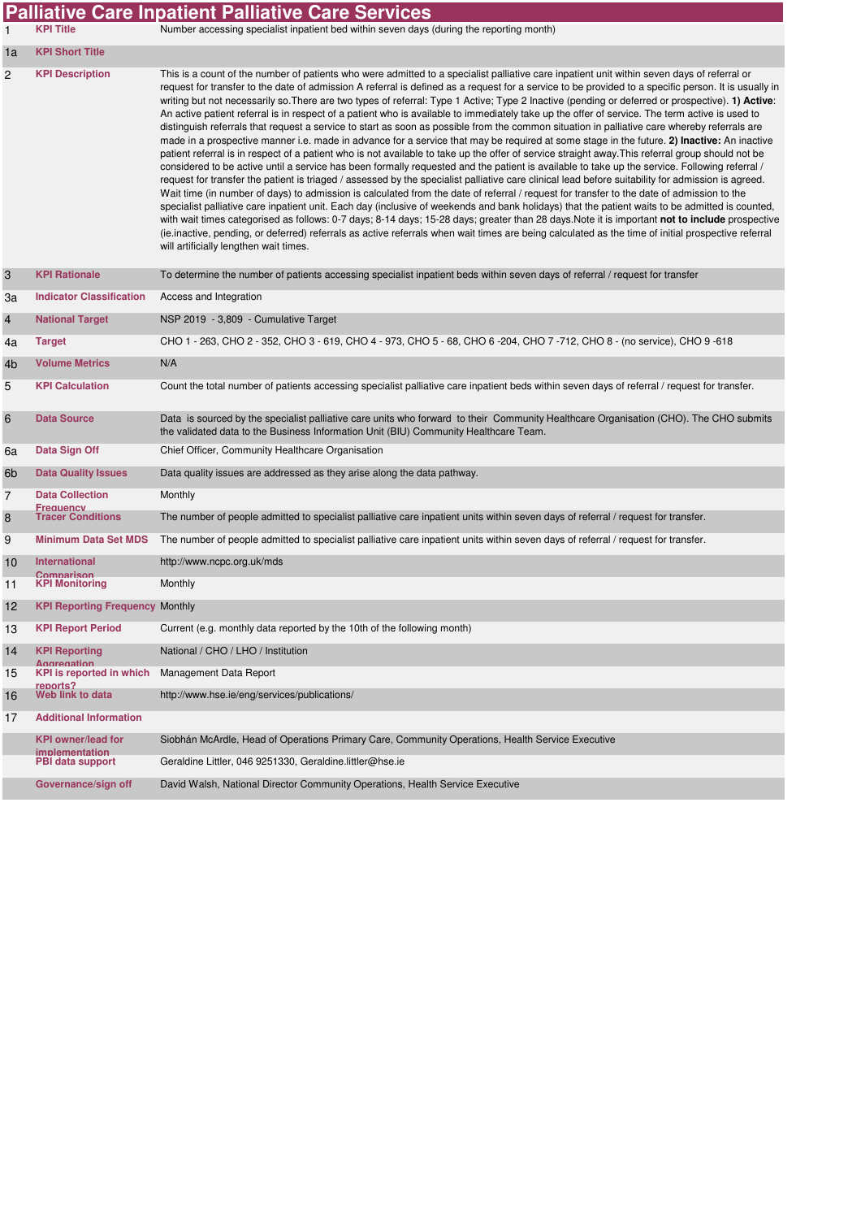# Palliative Care Inpatient Palliative Care Services

| | | |
|---|---|---|
| 1 | **KPI Title** | Number accessing specialist inpatient bed within seven days (during the reporting month) |
| 1a | **KPI Short Title** | |
| 2 | **KPI Description** | This is a count of the number of patients who were admitted to a specialist palliative care inpatient unit within seven days of referral or request for transfer to the date of admission A referral is defined as a request for a service to be provided to a specific person. It is usually in writing but not necessarily so.There are two types of referral: Type 1 Active; Type 2 Inactive (pending or deferred or prospective). **1) Active**: An active patient referral is in respect of a patient who is available to immediately take up the offer of service. The term active is used to distinguish referrals that request a service to start as soon as possible from the common situation in palliative care whereby referrals are made in a prospective manner i.e. made in advance for a service that may be required at some stage in the future. **2) Inactive:** An inactive patient referral is in respect of a patient who is not available to take up the offer of service straight away.This referral group should not be considered to be active until a service has been formally requested and the patient is available to take up the service. Following referral / request for transfer the patient is triaged / assessed by the specialist palliative care clinical lead before suitability for admission is agreed. Wait time (in number of days) to admission is calculated from the date of referral / request for transfer to the date of admission to the specialist palliative care inpatient unit. Each day (inclusive of weekends and bank holidays) that the patient waits to be admitted is counted, with wait times categorised as follows: 0-7 days; 8-14 days; 15-28 days; greater than 28 days.Note it is important **not to include** prospective (ie.inactive, pending, or deferred) referrals as active referrals when wait times are being calculated as the time of initial prospective referral will artificially lengthen wait times. |
| 3 | **KPI Rationale** | To determine the number of patients accessing specialist inpatient beds within seven days of referral / request for transfer |
| 3a | **Indicator Classification** | Access and Integration |
| 4 | **National Target** | NSP 2019 - 3,809 - Cumulative Target |
| 4a | **Target** | CHO 1 - 263, CHO 2 - 352, CHO 3 - 619, CHO 4 - 973, CHO 5 - 68, CHO 6 -204, CHO 7 -712, CHO 8 - (no service), CHO 9 -618 |
| 4b | **Volume Metrics** | N/A |
| 5 | **KPI Calculation** | Count the total number of patients accessing specialist palliative care inpatient beds within seven days of referral / request for transfer. |
| 6 | **Data Source** | Data is sourced by the specialist palliative care units who forward to their Community Healthcare Organisation (CHO). The CHO submits the validated data to the Business Information Unit (BIU) Community Healthcare Team. |
| 6a | **Data Sign Off** | Chief Officer, Community Healthcare Organisation |
| 6b | **Data Quality Issues** | Data quality issues are addressed as they arise along the data pathway. |
| 7 | **Data Collection Frequency** | Monthly |
| 8 | **Tracer Conditions** | The number of people admitted to specialist palliative care inpatient units within seven days of referral / request for transfer. |
| 9 | **Minimum Data Set MDS** | The number of people admitted to specialist palliative care inpatient units within seven days of referral / request for transfer. |
| 10 | **International Comparison** | http://www.ncpc.org.uk/mds |
| 11 | **KPI Monitoring** | Monthly |
| 12 | **KPI Reporting Frequency** | Monthly |
| 13 | **KPI Report Period** | Current (e.g. monthly data reported by the 10th of the following month) |
| 14 | **KPI Reporting Aggregation** | National / CHO / LHO / Institution |
| 15 | **KPI is reported in which reports?** | Management Data Report |
| 16 | **Web link to data** | http://www.hse.ie/eng/services/publications/ |
| 17 | **Additional Information** | |
| | **KPI owner/lead for implementation** | Siobhán McArdle, Head of Operations Primary Care, Community Operations, Health Service Executive |
| | **PBI data support** | Geraldine Littler, 046 9251330, Geraldine.littler@hse.ie |
| | **Governance/sign off** | David Walsh, National Director Community Operations, Health Service Executive |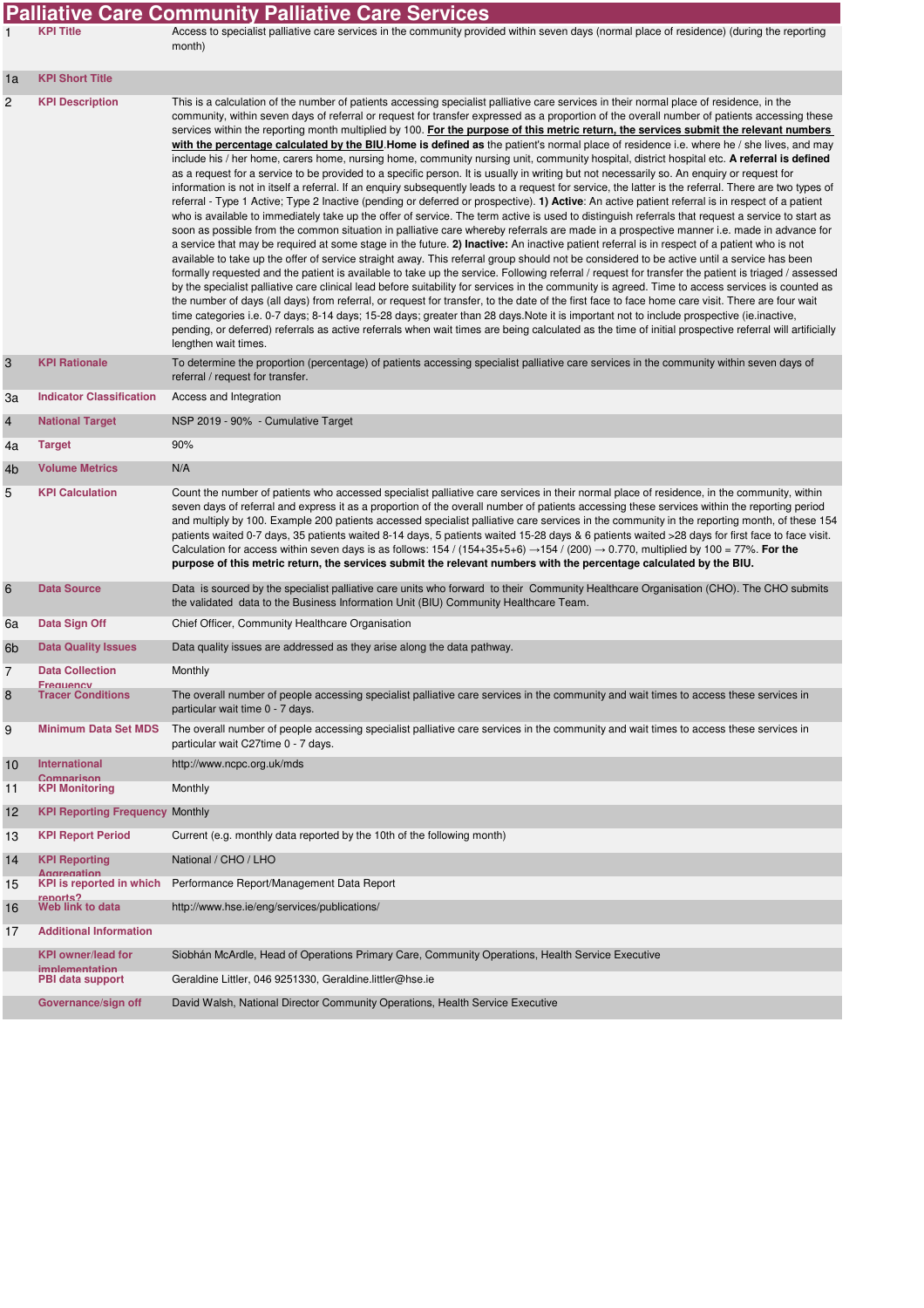# Palliative Care Community Palliative Care Services

| | | |
|---|---|---|
| 1 | **KPI Title** | Access to specialist palliative care services in the community provided within seven days (normal place of residence) (during the reporting month) |
| 1a | **KPI Short Title** | |
| 2 | **KPI Description** | This is a calculation of the number of patients accessing specialist palliative care services in their normal place of residence, in the community, within seven days of referral or request for transfer expressed as a proportion of the overall number of patients accessing these services within the reporting month multiplied by 100. **For the purpose of this metric return, the services submit the relevant numbers with the percentage calculated by the BIU**.**Home is defined as** the patient's normal place of residence i.e. where he / she lives, and may include his / her home, carers home, nursing home, community nursing unit, community hospital, district hospital etc. **A referral is defined** as a request for a service to be provided to a specific person. It is usually in writing but not necessarily so. An enquiry or request for information is not in itself a referral. If an enquiry subsequently leads to a request for service, the latter is the referral. There are two types of referral - Type 1 Active; Type 2 Inactive (pending or deferred or prospective). **1) Active**: An active patient referral is in respect of a patient who is available to immediately take up the offer of service. The term active is used to distinguish referrals that request a service to start as soon as possible from the common situation in palliative care whereby referrals are made in a prospective manner i.e. made in advance for a service that may be required at some stage in the future. **2) Inactive:** An inactive patient referral is in respect of a patient who is not available to take up the offer of service straight away. This referral group should not be considered to be active until a service has been formally requested and the patient is available to take up the service. Following referral / request for transfer the patient is triaged / assessed by the specialist palliative care clinical lead before suitability for services in the community is agreed. Time to access services is counted as the number of days (all days) from referral, or request for transfer, to the date of the first face to face home care visit. There are four wait time categories i.e. 0-7 days; 8-14 days; 15-28 days; greater than 28 days.Note it is important not to include prospective (ie.inactive, pending, or deferred) referrals as active referrals when wait times are being calculated as the time of initial prospective referral will artificially lengthen wait times. |
| 3 | **KPI Rationale** | To determine the proportion (percentage) of patients accessing specialist palliative care services in the community within seven days of referral / request for transfer. |
| 3a | **Indicator Classification** | Access and Integration |
| 4 | **National Target** | NSP 2019 - 90% - Cumulative Target |
| 4a | **Target** | 90% |
| 4b | **Volume Metrics** | N/A |
| 5 | **KPI Calculation** | Count the number of patients who accessed specialist palliative care services in their normal place of residence, in the community, within seven days of referral and express it as a proportion of the overall number of patients accessing these services within the reporting period and multiply by 100. Example 200 patients accessed specialist palliative care services in the community in the reporting month, of these 154 patients waited 0-7 days, 35 patients waited 8-14 days, 5 patients waited 15-28 days & 6 patients waited >28 days for first face to face visit. Calculation for access within seven days is as follows: 154 / (154+35+5+6) →154 / (200) → 0.770, multiplied by 100 = 77%. **For the purpose of this metric return, the services submit the relevant numbers with the percentage calculated by the BIU.** |
| 6 | **Data Source** | Data is sourced by the specialist palliative care units who forward to their Community Healthcare Organisation (CHO). The CHO submits the validated data to the Business Information Unit (BIU) Community Healthcare Team. |
| 6a | **Data Sign Off** | Chief Officer, Community Healthcare Organisation |
| 6b | **Data Quality Issues** | Data quality issues are addressed as they arise along the data pathway. |
| 7 | **Data Collection Frequency** | Monthly |
| 8 | **Tracer Conditions** | The overall number of people accessing specialist palliative care services in the community and wait times to access these services in particular wait time 0 - 7 days. |
| 9 | **Minimum Data Set MDS** | The overall number of people accessing specialist palliative care services in the community and wait times to access these services in particular wait C27time 0 - 7 days. |
| 10 | **International Comparison** | http://www.ncpc.org.uk/mds |
| 11 | **KPI Monitoring** | Monthly |
| 12 | **KPI Reporting Frequency** | Monthly |
| 13 | **KPI Report Period** | Current (e.g. monthly data reported by the 10th of the following month) |
| 14 | **KPI Reporting Aggregation** | National / CHO / LHO |
| 15 | **KPI is reported in which reports?** | Performance Report/Management Data Report |
| 16 | **Web link to data** | http://www.hse.ie/eng/services/publications/ |
| 17 | **Additional Information** | |
| | **KPI owner/lead for implementation** | Siobhán McArdle, Head of Operations Primary Care, Community Operations, Health Service Executive |
| | **PBI data support** | Geraldine Littler, 046 9251330, Geraldine.littler@hse.ie |
| | **Governance/sign off** | David Walsh, National Director Community Operations, Health Service Executive |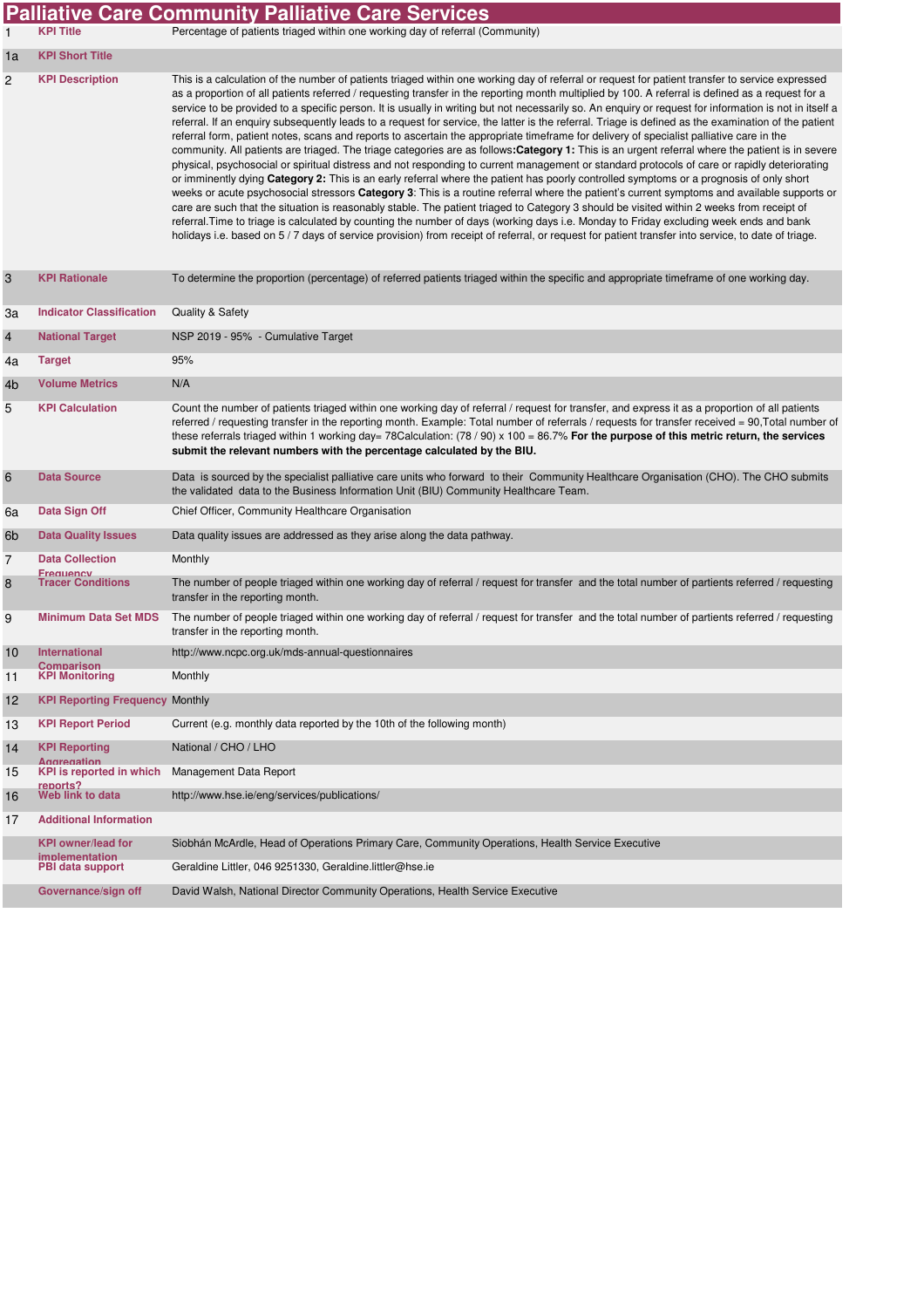# Palliative Care Community Palliative Care Services

| | | |
|---|---|---|
| 1 | **KPI Title** | Percentage of patients triaged within one working day of referral (Community) |
| 1a | **KPI Short Title** | |
| 2 | **KPI Description** | This is a calculation of the number of patients triaged within one working day of referral or request for patient transfer to service expressed as a proportion of all patients referred / requesting transfer in the reporting month multiplied by 100. A referral is defined as a request for a service to be provided to a specific person. It is usually in writing but not necessarily so. An enquiry or request for information is not in itself a referral. If an enquiry subsequently leads to a request for service, the latter is the referral. Triage is defined as the examination of the patient referral form, patient notes, scans and reports to ascertain the appropriate timeframe for delivery of specialist palliative care in the community. All patients are triaged. The triage categories are as follows:**Category 1:** This is an urgent referral where the patient is in severe physical, psychosocial or spiritual distress and not responding to current management or standard protocols of care or rapidly deteriorating or imminently dying **Category 2:** This is an early referral where the patient has poorly controlled symptoms or a prognosis of only short weeks or acute psychosocial stressors **Category 3**: This is a routine referral where the patient's current symptoms and available supports or care are such that the situation is reasonably stable. The patient triaged to Category 3 should be visited within 2 weeks from receipt of referral.Time to triage is calculated by counting the number of days (working days i.e. Monday to Friday excluding week ends and bank holidays i.e. based on 5 / 7 days of service provision) from receipt of referral, or request for patient transfer into service, to date of triage. |
| 3 | **KPI Rationale** | To determine the proportion (percentage) of referred patients triaged within the specific and appropriate timeframe of one working day. |
| 3a | **Indicator Classification** | Quality & Safety |
| 4 | **National Target** | NSP 2019 - 95% - Cumulative Target |
| 4a | **Target** | 95% |
| 4b | **Volume Metrics** | N/A |
| 5 | **KPI Calculation** | Count the number of patients triaged within one working day of referral / request for transfer, and express it as a proportion of all patients referred / requesting transfer in the reporting month. Example: Total number of referrals / requests for transfer received = 90,Total number of these referrals triaged within 1 working day= 78Calculation: (78 / 90) x 100 = 86.7% **For the purpose of this metric return, the services submit the relevant numbers with the percentage calculated by the BIU.** |
| 6 | **Data Source** | Data is sourced by the specialist palliative care units who forward to their Community Healthcare Organisation (CHO). The CHO submits the validated data to the Business Information Unit (BIU) Community Healthcare Team. |
| 6a | **Data Sign Off** | Chief Officer, Community Healthcare Organisation |
| 6b | **Data Quality Issues** | Data quality issues are addressed as they arise along the data pathway. |
| 7 | **Data Collection Frequency** | Monthly |
| 8 | **Tracer Conditions** | The number of people triaged within one working day of referral / request for transfer and the total number of partients referred / requesting transfer in the reporting month. |
| 9 | **Minimum Data Set MDS** | The number of people triaged within one working day of referral / request for transfer and the total number of partients referred / requesting transfer in the reporting month. |
| 10 | **International Comparison** | http://www.ncpc.org.uk/mds-annual-questionnaires |
| 11 | **KPI Monitoring** | Monthly |
| 12 | **KPI Reporting Frequency** | Monthly |
| 13 | **KPI Report Period** | Current (e.g. monthly data reported by the 10th of the following month) |
| 14 | **KPI Reporting Aggregation** | National / CHO / LHO |
| 15 | **KPI is reported in which reports?** | Management Data Report |
| 16 | **Web link to data** | http://www.hse.ie/eng/services/publications/ |
| 17 | **Additional Information** | |
| | **KPI owner/lead for implementation** | Siobhán McArdle, Head of Operations Primary Care, Community Operations, Health Service Executive |
| | **PBI data support** | Geraldine Littler, 046 9251330, Geraldine.littler@hse.ie |
| | **Governance/sign off** | David Walsh, National Director Community Operations, Health Service Executive |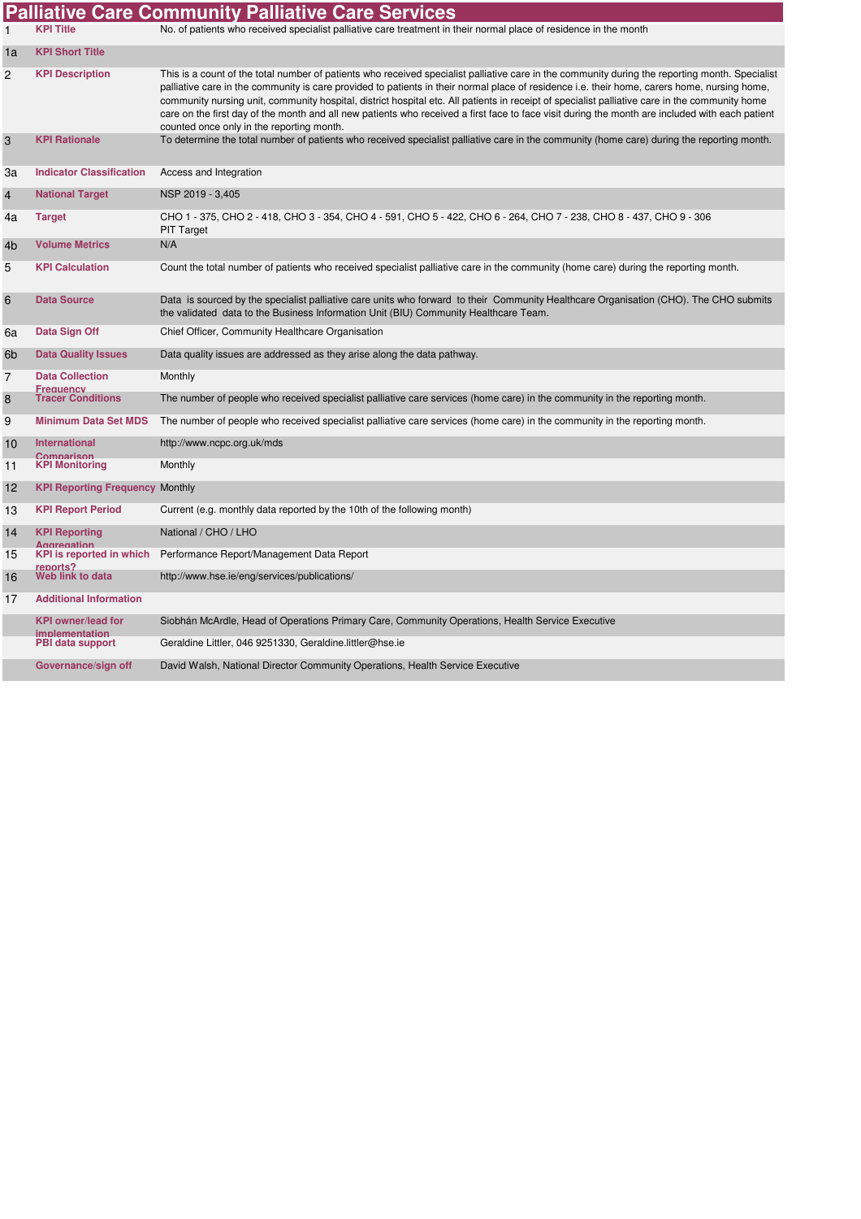# Palliative Care Community Palliative Care Services

| | | |
|---|---|---|
| 1 | **KPI Title** | No. of patients who received specialist palliative care treatment in their normal place of residence in the month |
| 1a | **KPI Short Title** | |
| 2 | **KPI Description** | This is a count of the total number of patients who received specialist palliative care in the community during the reporting month. Specialist palliative care in the community is care provided to patients in their normal place of residence i.e. their home, carers home, nursing home, community nursing unit, community hospital, district hospital etc. All patients in receipt of specialist palliative care in the community home care on the first day of the month and all new patients who received a first face to face visit during the month are included with each patient counted once only in the reporting month. |
| 3 | **KPI Rationale** | To determine the total number of patients who received specialist palliative care in the community (home care) during the reporting month. |
| 3a | **Indicator Classification** | Access and Integration |
| 4 | **National Target** | NSP 2019 - 3,405 |
| 4a | **Target** | CHO 1 - 375, CHO 2 - 418, CHO 3 - 354, CHO 4 - 591, CHO 5 - 422, CHO 6 - 264, CHO 7 - 238, CHO 8 - 437, CHO 9 - 306 PIT Target |
| 4b | **Volume Metrics** | N/A |
| 5 | **KPI Calculation** | Count the total number of patients who received specialist palliative care in the community (home care) during the reporting month. |
| 6 | **Data Source** | Data is sourced by the specialist palliative care units who forward to their Community Healthcare Organisation (CHO). The CHO submits the validated data to the Business Information Unit (BIU) Community Healthcare Team. |
| 6a | **Data Sign Off** | Chief Officer, Community Healthcare Organisation |
| 6b | **Data Quality Issues** | Data quality issues are addressed as they arise along the data pathway. |
| 7 | **Data Collection Frequency** | Monthly |
| 8 | **Tracer Conditions** | The number of people who received specialist palliative care services (home care) in the community in the reporting month. |
| 9 | **Minimum Data Set MDS** | The number of people who received specialist palliative care services (home care) in the community in the reporting month. |
| 10 | **International Comparison** | http://www.ncpc.org.uk/mds |
| 11 | **KPI Monitoring** | Monthly |
| 12 | **KPI Reporting Frequency** | Monthly |
| 13 | **KPI Report Period** | Current (e.g. monthly data reported by the 10th of the following month) |
| 14 | **KPI Reporting Aggregation** | National / CHO / LHO |
| 15 | **KPI is reported in which reports?** | Performance Report/Management Data Report |
| 16 | **Web link to data** | http://www.hse.ie/eng/services/publications/ |
| 17 | **Additional Information** | |
| | **KPI owner/lead for implementation** | Siobhán McArdle, Head of Operations Primary Care, Community Operations, Health Service Executive |
| | **PBI data support** | Geraldine Littler, 046 9251330, Geraldine.littler@hse.ie |
| | **Governance/sign off** | David Walsh, National Director Community Operations, Health Service Executive |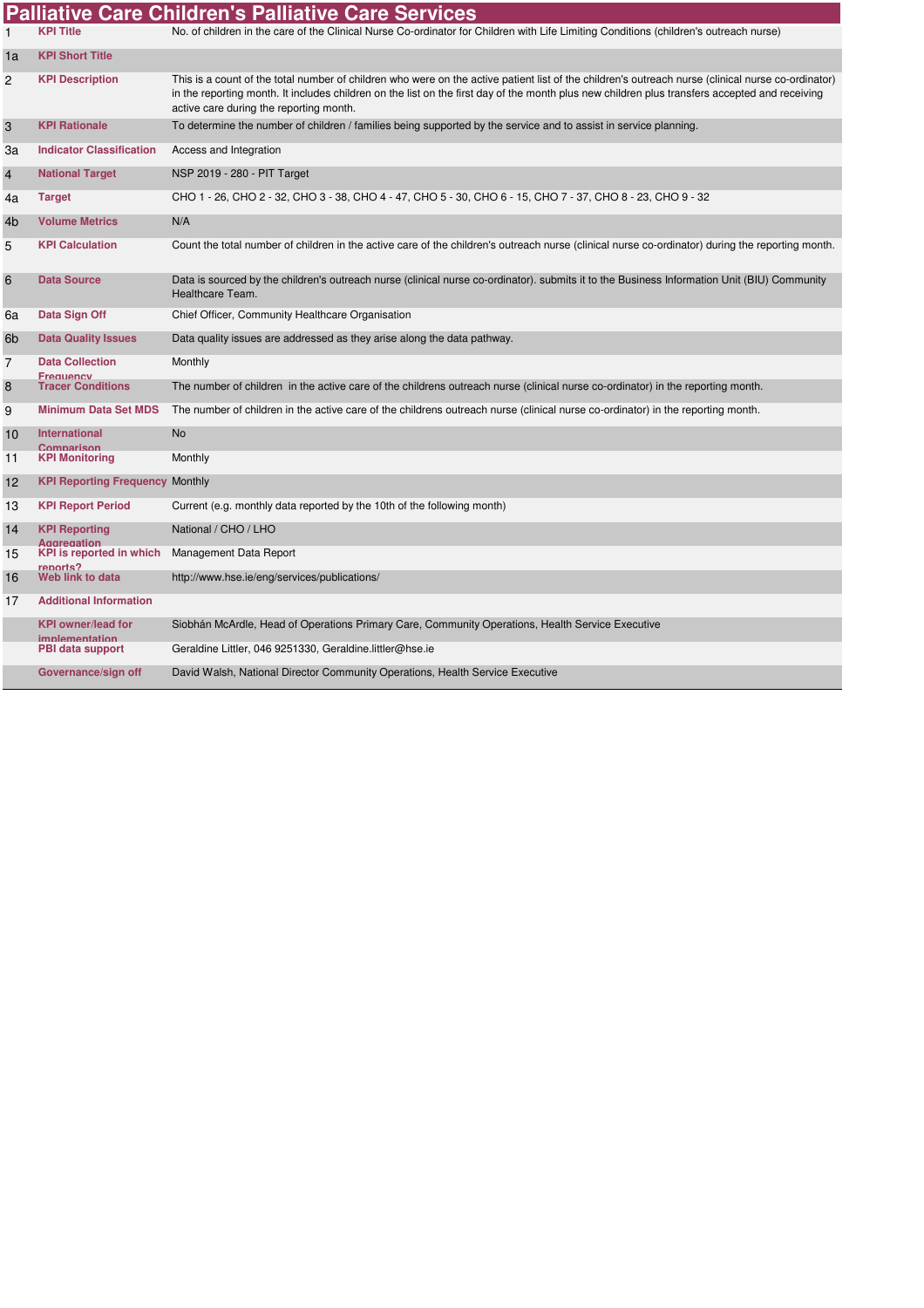# Palliative Care Children's Palliative Care Services

| | | |
|---|---|---|
| 1 | **KPI Title** | No. of children in the care of the Clinical Nurse Co-ordinator for Children with Life Limiting Conditions (children's outreach nurse) |
| 1a | **KPI Short Title** | |
| 2 | **KPI Description** | This is a count of the total number of children who were on the active patient list of the children's outreach nurse (clinical nurse co-ordinator) in the reporting month. It includes children on the list on the first day of the month plus new children plus transfers accepted and receiving active care during the reporting month. |
| 3 | **KPI Rationale** | To determine the number of children / families being supported by the service and to assist in service planning. |
| 3a | **Indicator Classification** | Access and Integration |
| 4 | **National Target** | NSP 2019 - 280 - PIT Target |
| 4a | **Target** | CHO 1 - 26, CHO 2 - 32, CHO 3 - 38, CHO 4 - 47, CHO 5 - 30, CHO 6 - 15, CHO 7 - 37, CHO 8 - 23, CHO 9 - 32 |
| 4b | **Volume Metrics** | N/A |
| 5 | **KPI Calculation** | Count the total number of children in the active care of the children's outreach nurse (clinical nurse co-ordinator) during the reporting month. |
| 6 | **Data Source** | Data is sourced by the children's outreach nurse (clinical nurse co-ordinator). submits it to the Business Information Unit (BIU) Community Healthcare Team. |
| 6a | **Data Sign Off** | Chief Officer, Community Healthcare Organisation |
| 6b | **Data Quality Issues** | Data quality issues are addressed as they arise along the data pathway. |
| 7 | **Data Collection Frequency** | Monthly |
| 8 | **Tracer Conditions** | The number of children in the active care of the childrens outreach nurse (clinical nurse co-ordinator) in the reporting month. |
| 9 | **Minimum Data Set MDS** | The number of children in the active care of the childrens outreach nurse (clinical nurse co-ordinator) in the reporting month. |
| 10 | **International Comparison** | No |
| 11 | **KPI Monitoring** | Monthly |
| 12 | **KPI Reporting Frequency** | Monthly |
| 13 | **KPI Report Period** | Current (e.g. monthly data reported by the 10th of the following month) |
| 14 | **KPI Reporting Aggregation** | National / CHO / LHO |
| 15 | **KPI is reported in which reports?** | Management Data Report |
| 16 | **Web link to data** | http://www.hse.ie/eng/services/publications/ |
| 17 | **Additional Information** | |
| | **KPI owner/lead for implementation** | Siobhán McArdle, Head of Operations Primary Care, Community Operations, Health Service Executive |
| | **PBI data support** | Geraldine Littler, 046 9251330, Geraldine.littler@hse.ie |
| | **Governance/sign off** | David Walsh, National Director Community Operations, Health Service Executive |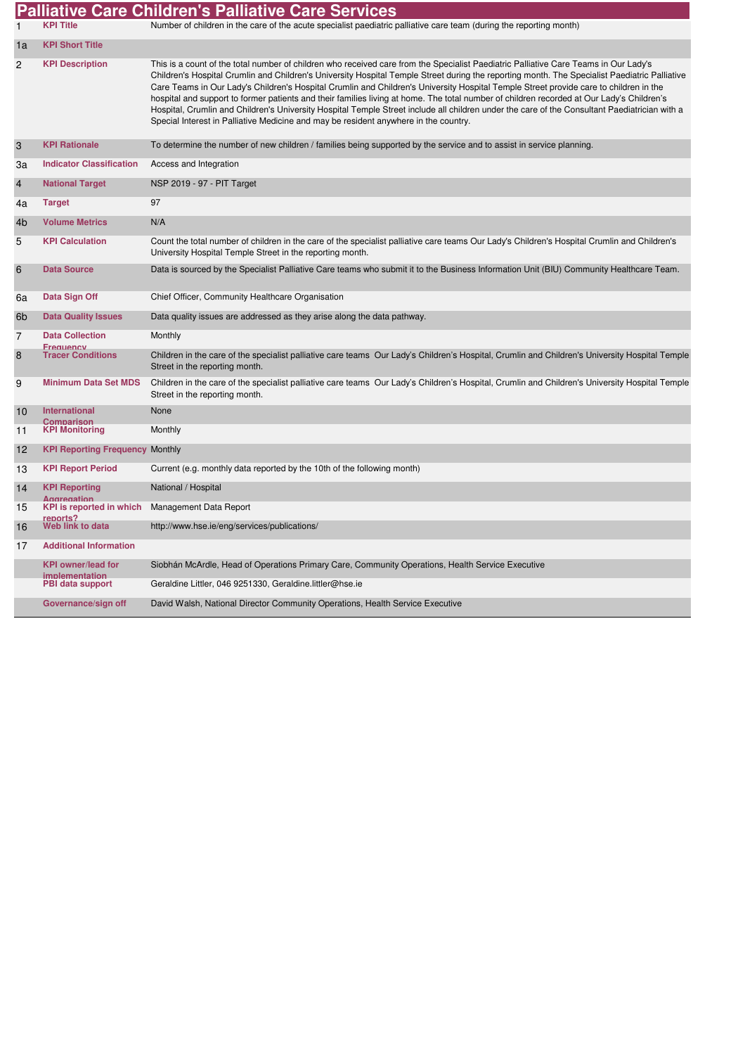# Palliative Care Children's Palliative Care Services

| | | |
|---|---|---|
| 1 | KPI Title | Number of children in the care of the acute specialist paediatric palliative care team (during the reporting month) |
| 1a | KPI Short Title | |
| 2 | KPI Description | This is a count of the total number of children who received care from the Specialist Paediatric Palliative Care Teams in Our Lady's Children's Hospital Crumlin and Children's University Hospital Temple Street during the reporting month. The Specialist Paediatric Palliative Care Teams in Our Lady's Children's Hospital Crumlin and Children's University Hospital Temple Street provide care to children in the hospital and support to former patients and their families living at home. The total number of children recorded at Our Lady's Children's Hospital, Crumlin and Children's University Hospital Temple Street include all children under the care of the Consultant Paediatrician with a Special Interest in Palliative Medicine and may be resident anywhere in the country. |
| 3 | KPI Rationale | To determine the number of new children / families being supported by the service and to assist in service planning. |
| 3a | Indicator Classification | Access and Integration |
| 4 | National Target | NSP 2019 - 97 - PIT Target |
| 4a | Target | 97 |
| 4b | Volume Metrics | N/A |
| 5 | KPI Calculation | Count the total number of children in the care of the specialist palliative care teams Our Lady's Children's Hospital Crumlin and Children's University Hospital Temple Street in the reporting month. |
| 6 | Data Source | Data is sourced by the Specialist Palliative Care teams who submit it to the Business Information Unit (BIU) Community Healthcare Team. |
| 6a | Data Sign Off | Chief Officer, Community Healthcare Organisation |
| 6b | Data Quality Issues | Data quality issues are addressed as they arise along the data pathway. |
| 7 | Data Collection Frequency | Monthly |
| 8 | Tracer Conditions | Children in the care of the specialist palliative care teams Our Lady's Children's Hospital, Crumlin and Children's University Hospital Temple Street in the reporting month. |
| 9 | Minimum Data Set MDS | Children in the care of the specialist palliative care teams Our Lady's Children's Hospital, Crumlin and Children's University Hospital Temple Street in the reporting month. |
| 10 | International Comparison | None |
| 11 | KPI Monitoring | Monthly |
| 12 | KPI Reporting Frequency | Monthly |
| 13 | KPI Report Period | Current (e.g. monthly data reported by the 10th of the following month) |
| 14 | KPI Reporting Aggregation | National / Hospital |
| 15 | KPI is reported in which reports? | Management Data Report |
| 16 | Web link to data | http://www.hse.ie/eng/services/publications/ |
| 17 | Additional Information | |
| | KPI owner/lead for implementation | Siobhán McArdle, Head of Operations Primary Care, Community Operations, Health Service Executive |
| | PBI data support | Geraldine Littler, 046 9251330, Geraldine.littler@hse.ie |
| | Governance/sign off | David Walsh, National Director Community Operations, Health Service Executive |